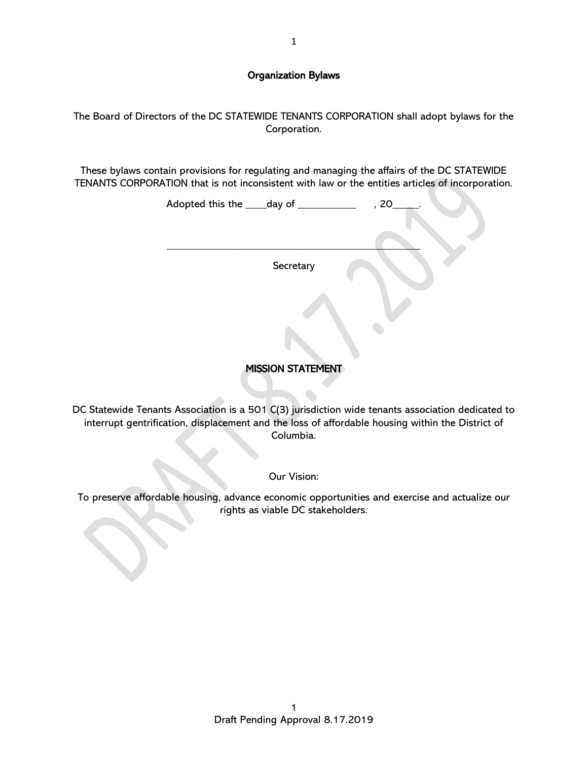## Organization Bylaws

The Board of Directors of the DC STATEWIDE TENANTS CORPORATION shall adopt bylaws for the Corporation.

These bylaws contain provisions for regulating and managing the affairs of the DC STATEWIDE TENANTS CORPORATION that is not inconsistent with law or the entities articles of incorporation.

Adopted this the ____day of ___________ , 20_____.

_______________________________________________

Secretary

## MISSION STATEMENT

DC Statewide Tenants Association is a 501 C(3) jurisdiction wide tenants association dedicated to interrupt gentrification, displacement and the loss of affordable housing within the District of Columbia.

Our Vision:

To preserve affordable housing, advance economic opportunities and exercise and actualize our rights as viable DC stakeholders.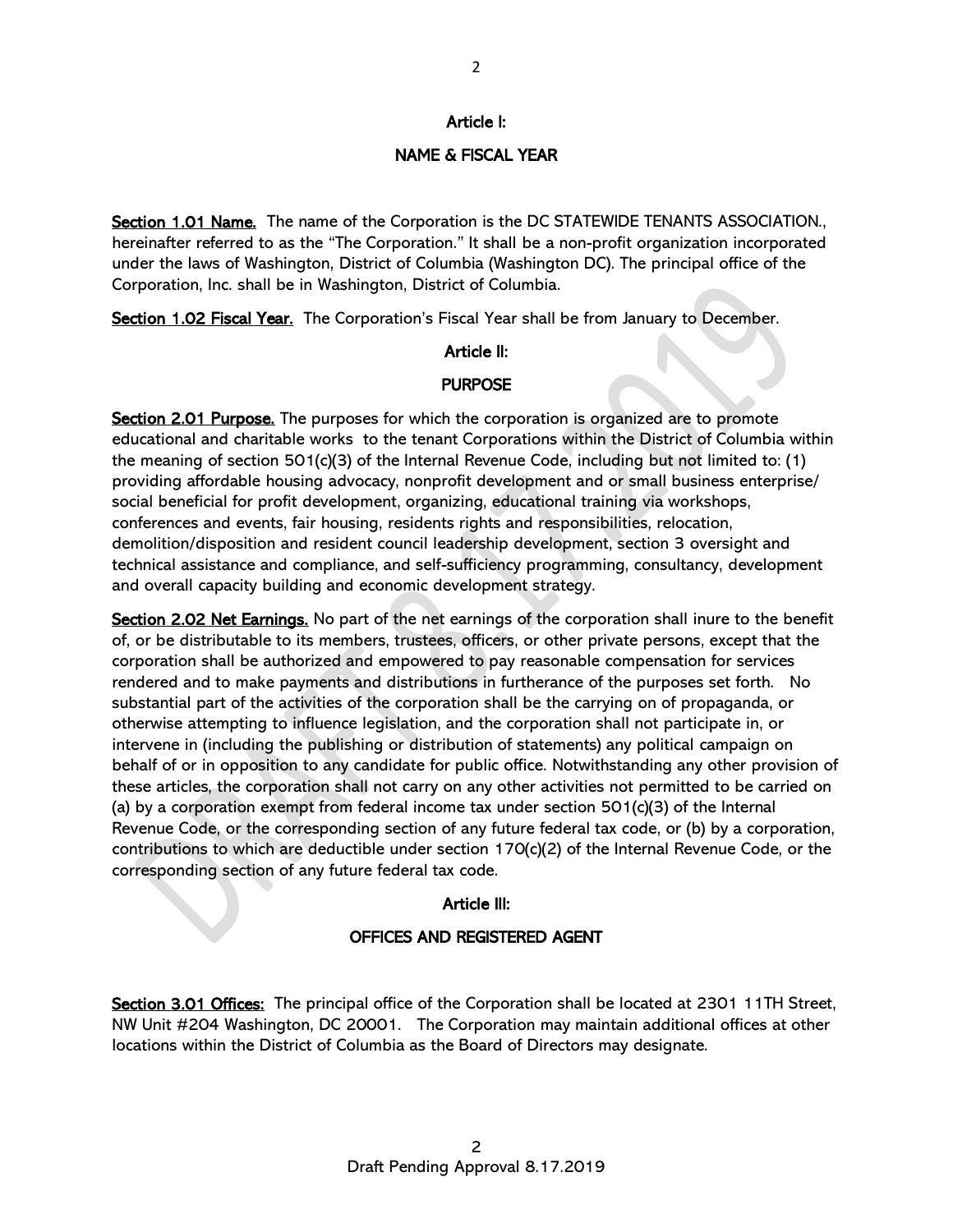## Article I:

## NAME & FISCAL YEAR

**Section 1.01 Name.** The name of the Corporation is the DC STATEWIDE TENANTS ASSOCIATION., hereinafter referred to as the "The Corporation." It shall be a non-profit organization incorporated under the laws of Washington, District of Columbia (Washington DC). The principal office of the Corporation, Inc. shall be in Washington, District of Columbia.

**Section 1.02 Fiscal Year.** The Corporation's Fiscal Year shall be from January to December.

## Article II:

## PURPOSE

**Section 2.01 Purpose.** The purposes for which the corporation is organized are to promote educational and charitable works to the tenant Corporations within the District of Columbia within the meaning of section 501(c)(3) of the Internal Revenue Code, including but not limited to: (1) providing affordable housing advocacy, nonprofit development and or small business enterprise/ social beneficial for profit development, organizing, educational training via workshops, conferences and events, fair housing, residents rights and responsibilities, relocation, demolition/disposition and resident council leadership development, section 3 oversight and technical assistance and compliance, and self-sufficiency programming, consultancy, development and overall capacity building and economic development strategy.

**Section 2.02 Net Earnings.** No part of the net earnings of the corporation shall inure to the benefit of, or be distributable to its members, trustees, officers, or other private persons, except that the corporation shall be authorized and empowered to pay reasonable compensation for services rendered and to make payments and distributions in furtherance of the purposes set forth. No substantial part of the activities of the corporation shall be the carrying on of propaganda, or otherwise attempting to influence legislation, and the corporation shall not participate in, or intervene in (including the publishing or distribution of statements) any political campaign on behalf of or in opposition to any candidate for public office. Notwithstanding any other provision of these articles, the corporation shall not carry on any other activities not permitted to be carried on (a) by a corporation exempt from federal income tax under section 501(c)(3) of the Internal Revenue Code, or the corresponding section of any future federal tax code, or (b) by a corporation, contributions to which are deductible under section 170(c)(2) of the Internal Revenue Code, or the corresponding section of any future federal tax code.

## Article III:

## OFFICES AND REGISTERED AGENT

**Section 3.01 Offices:** The principal office of the Corporation shall be located at 2301 11TH Street, NW Unit #204 Washington, DC 20001. The Corporation may maintain additional offices at other locations within the District of Columbia as the Board of Directors may designate.

Draft Pending Approval 8.17.2019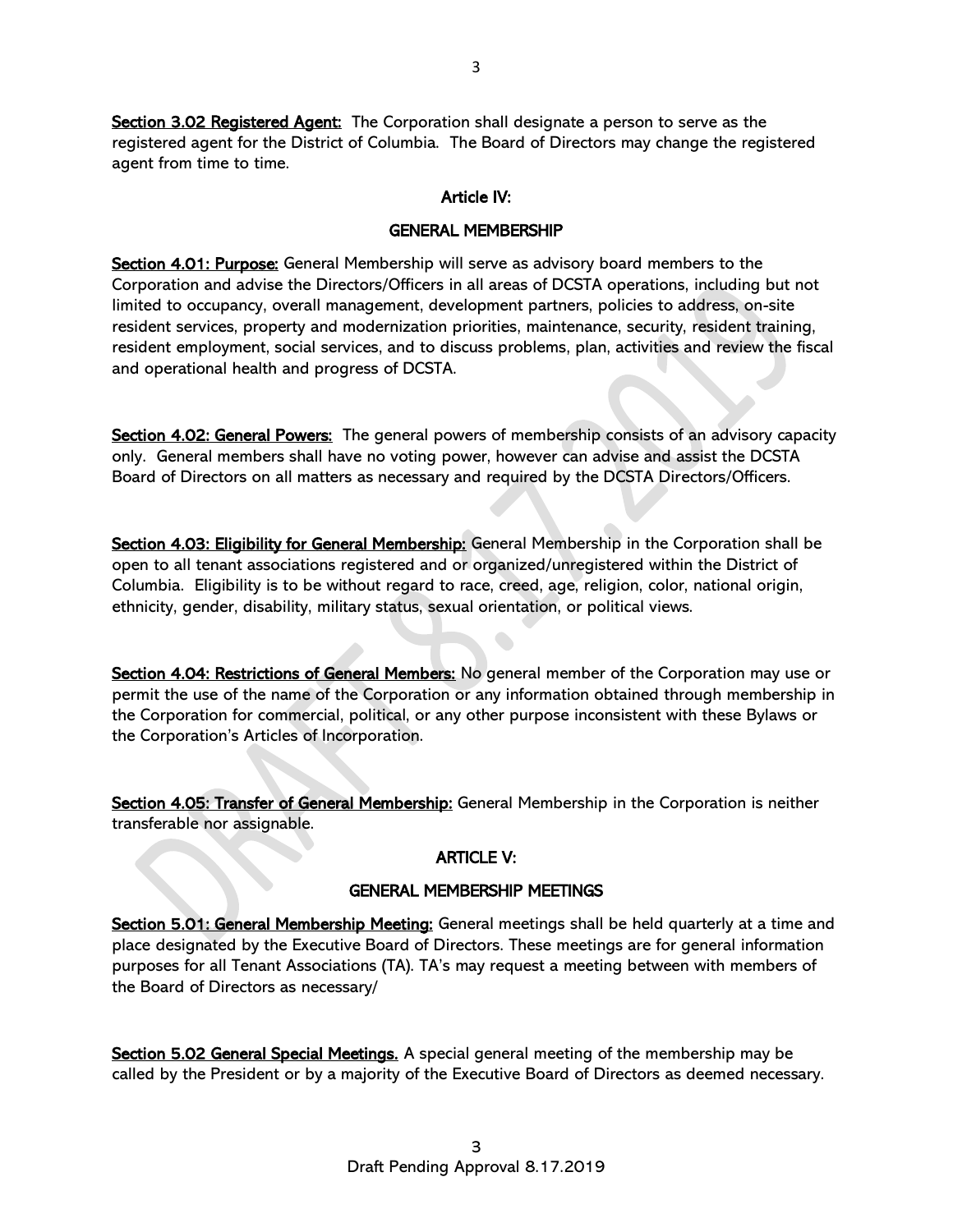**Section 3.02 Registered Agent:** The Corporation shall designate a person to serve as the registered agent for the District of Columbia. The Board of Directors may change the registered agent from time to time.

## Article IV:

## GENERAL MEMBERSHIP

**Section 4.01: Purpose:** General Membership will serve as advisory board members to the Corporation and advise the Directors/Officers in all areas of DCSTA operations, including but not limited to occupancy, overall management, development partners, policies to address, on-site resident services, property and modernization priorities, maintenance, security, resident training, resident employment, social services, and to discuss problems, plan, activities and review the fiscal and operational health and progress of DCSTA.

**Section 4.02: General Powers:** The general powers of membership consists of an advisory capacity only. General members shall have no voting power, however can advise and assist the DCSTA Board of Directors on all matters as necessary and required by the DCSTA Directors/Officers.

**Section 4.03: Eligibility for General Membership:** General Membership in the Corporation shall be open to all tenant associations registered and or organized/unregistered within the District of Columbia. Eligibility is to be without regard to race, creed, age, religion, color, national origin, ethnicity, gender, disability, military status, sexual orientation, or political views.

**Section 4.04: Restrictions of General Members:** No general member of the Corporation may use or permit the use of the name of the Corporation or any information obtained through membership in the Corporation for commercial, political, or any other purpose inconsistent with these Bylaws or the Corporation's Articles of Incorporation.

**Section 4.05: Transfer of General Membership:** General Membership in the Corporation is neither transferable nor assignable.

## ARTICLE V:

## GENERAL MEMBERSHIP MEETINGS

**Section 5.01: General Membership Meeting:** General meetings shall be held quarterly at a time and place designated by the Executive Board of Directors. These meetings are for general information purposes for all Tenant Associations (TA). TA's may request a meeting between with members of the Board of Directors as necessary/

**Section 5.02 General Special Meetings.** A special general meeting of the membership may be called by the President or by a majority of the Executive Board of Directors as deemed necessary.

Draft Pending Approval 8.17.2019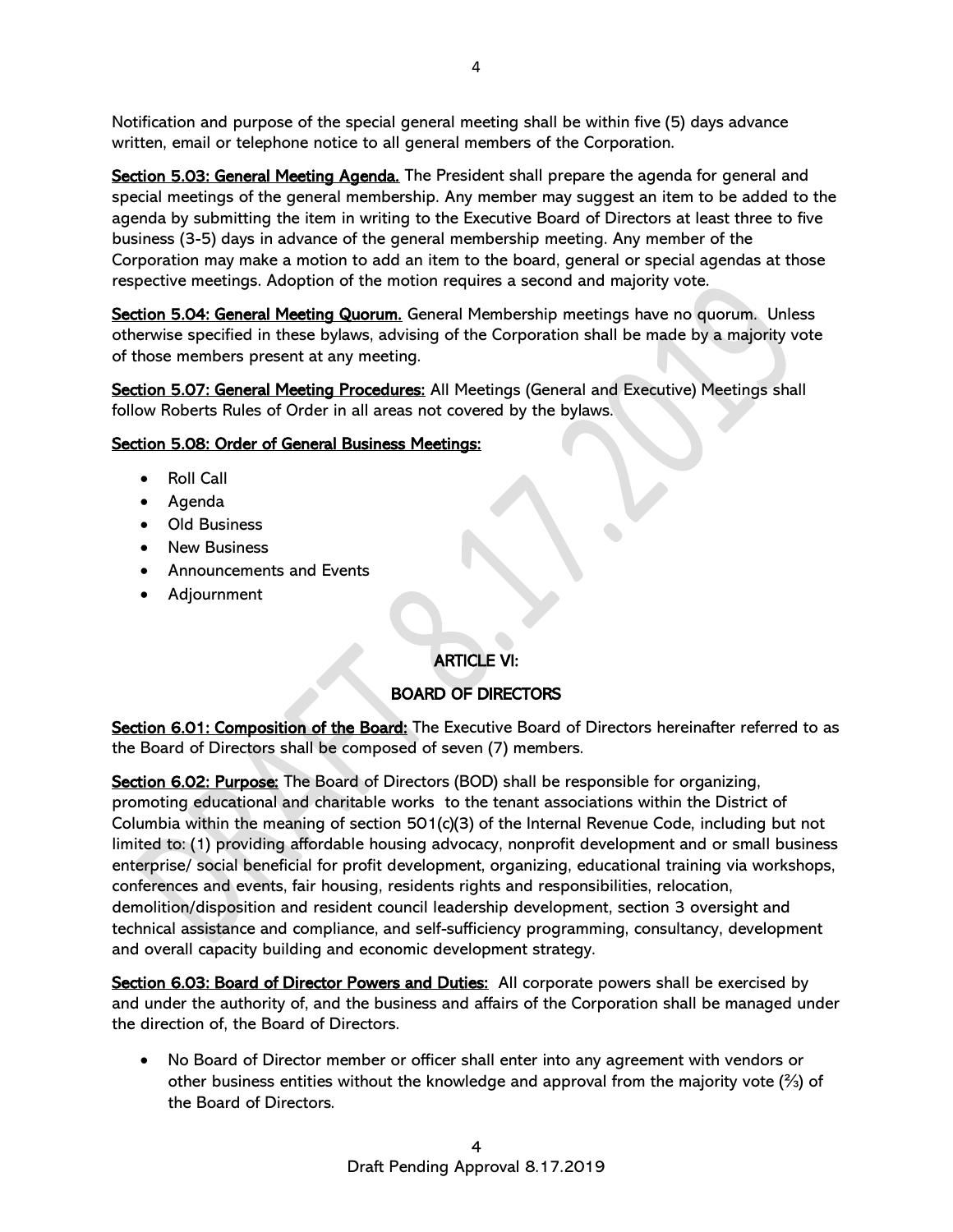Notification and purpose of the special general meeting shall be within five (5) days advance written, email or telephone notice to all general members of the Corporation.

**Section 5.03: General Meeting Agenda.** The President shall prepare the agenda for general and special meetings of the general membership. Any member may suggest an item to be added to the agenda by submitting the item in writing to the Executive Board of Directors at least three to five business (3-5) days in advance of the general membership meeting. Any member of the Corporation may make a motion to add an item to the board, general or special agendas at those respective meetings. Adoption of the motion requires a second and majority vote.

**Section 5.04: General Meeting Quorum.** General Membership meetings have no quorum. Unless otherwise specified in these bylaws, advising of the Corporation shall be made by a majority vote of those members present at any meeting.

**Section 5.07: General Meeting Procedures:** All Meetings (General and Executive) Meetings shall follow Roberts Rules of Order in all areas not covered by the bylaws.

**Section 5.08: Order of General Business Meetings:**

- Roll Call
- Agenda
- Old Business
- New Business
- Announcements and Events
- Adjournment

## ARTICLE VI:

## BOARD OF DIRECTORS

**Section 6.01: Composition of the Board:** The Executive Board of Directors hereinafter referred to as the Board of Directors shall be composed of seven (7) members.

**Section 6.02: Purpose:** The Board of Directors (BOD) shall be responsible for organizing, promoting educational and charitable works to the tenant associations within the District of Columbia within the meaning of section 501(c)(3) of the Internal Revenue Code, including but not limited to: (1) providing affordable housing advocacy, nonprofit development and or small business enterprise/ social beneficial for profit development, organizing, educational training via workshops, conferences and events, fair housing, residents rights and responsibilities, relocation, demolition/disposition and resident council leadership development, section 3 oversight and technical assistance and compliance, and self-sufficiency programming, consultancy, development and overall capacity building and economic development strategy.

**Section 6.03: Board of Director Powers and Duties:** All corporate powers shall be exercised by and under the authority of, and the business and affairs of the Corporation shall be managed under the direction of, the Board of Directors.

- No Board of Director member or officer shall enter into any agreement with vendors or other business entities without the knowledge and approval from the majority vote (⅔) of the Board of Directors.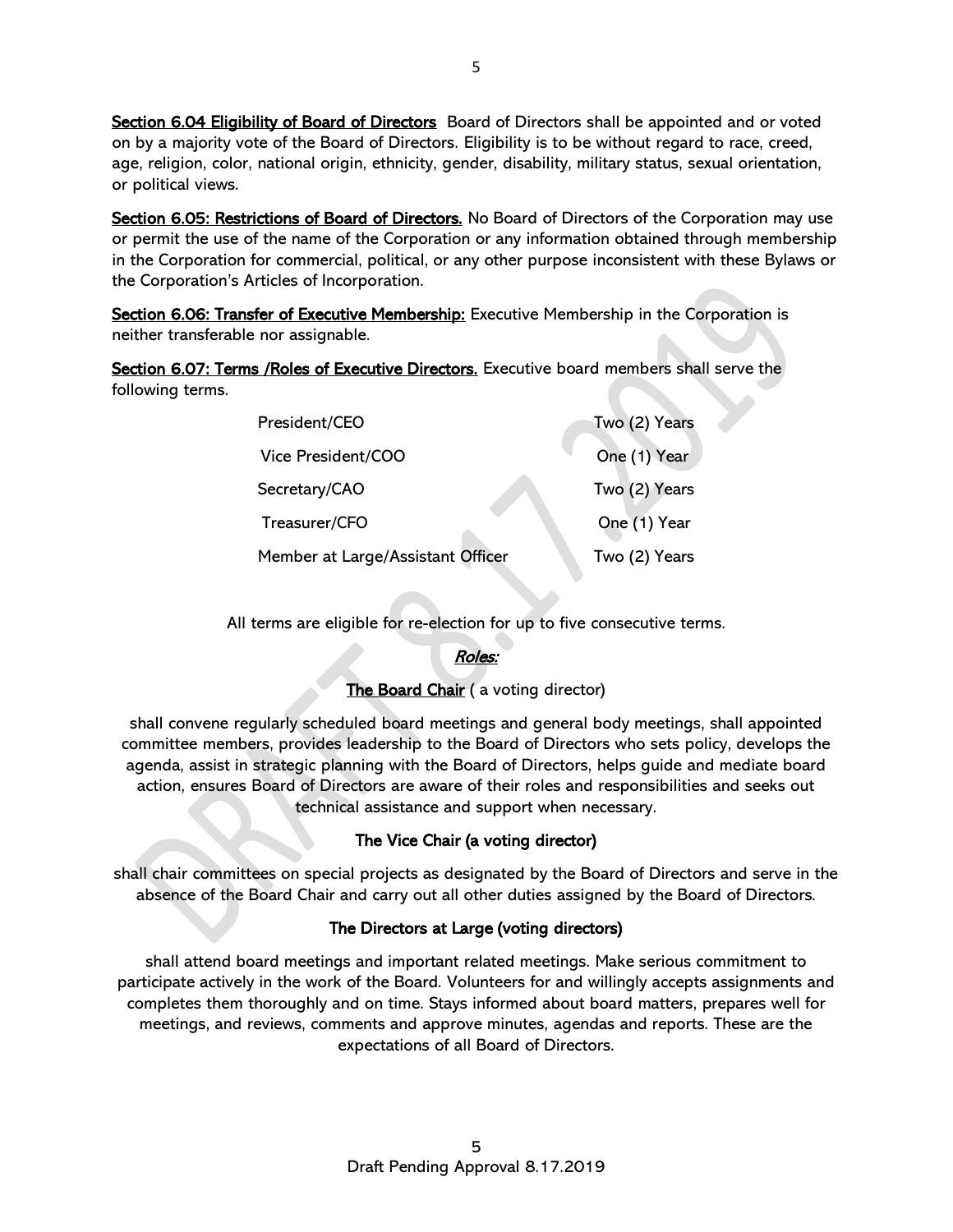**Section 6.04 Eligibility of Board of Directors** Board of Directors shall be appointed and or voted on by a majority vote of the Board of Directors. Eligibility is to be without regard to race, creed, age, religion, color, national origin, ethnicity, gender, disability, military status, sexual orientation, or political views.

**Section 6.05: Restrictions of Board of Directors.** No Board of Directors of the Corporation may use or permit the use of the name of the Corporation or any information obtained through membership in the Corporation for commercial, political, or any other purpose inconsistent with these Bylaws or the Corporation's Articles of Incorporation.

**Section 6.06: Transfer of Executive Membership:** Executive Membership in the Corporation is neither transferable nor assignable.

**Section 6.07: Terms /Roles of Executive Directors.** Executive board members shall serve the following terms.

| | |
|---|---|
| President/CEO | Two (2) Years |
| Vice President/COO | One (1) Year |
| Secretary/CAO | Two (2) Years |
| Treasurer/CFO | One (1) Year |
| Member at Large/Assistant Officer | Two (2) Years |

All terms are eligible for re-election for up to five consecutive terms.

***Roles:***

**The Board Chair** ( a voting director)

shall convene regularly scheduled board meetings and general body meetings, shall appointed committee members, provides leadership to the Board of Directors who sets policy, develops the agenda, assist in strategic planning with the Board of Directors, helps guide and mediate board action, ensures Board of Directors are aware of their roles and responsibilities and seeks out technical assistance and support when necessary.

**The Vice Chair (a voting director)**

shall chair committees on special projects as designated by the Board of Directors and serve in the absence of the Board Chair and carry out all other duties assigned by the Board of Directors.

**The Directors at Large (voting directors)**

shall attend board meetings and important related meetings. Make serious commitment to participate actively in the work of the Board. Volunteers for and willingly accepts assignments and completes them thoroughly and on time. Stays informed about board matters, prepares well for meetings, and reviews, comments and approve minutes, agendas and reports. These are the expectations of all Board of Directors.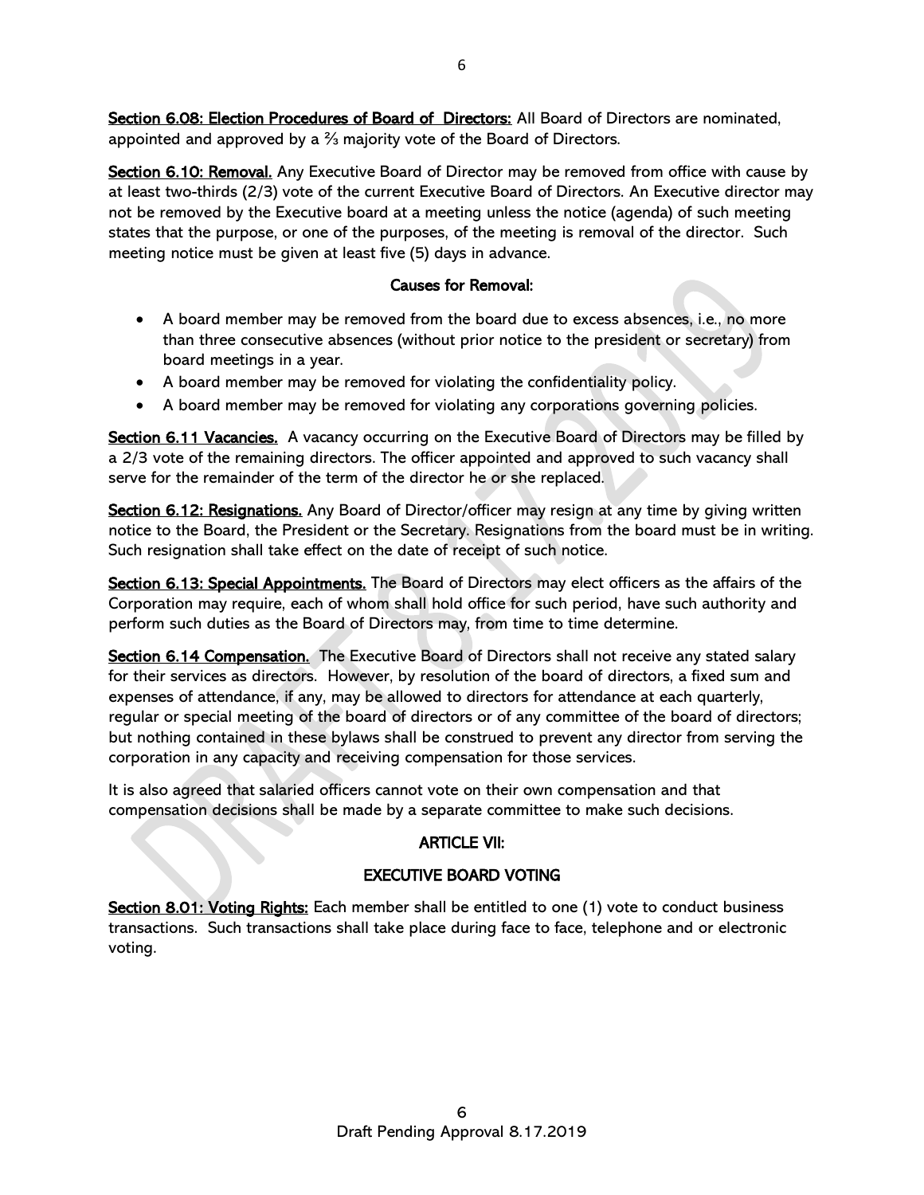**Section 6.08: Election Procedures of Board of Directors:** All Board of Directors are nominated, appointed and approved by a ⅔ majority vote of the Board of Directors.

**Section 6.10: Removal.** Any Executive Board of Director may be removed from office with cause by at least two-thirds (2/3) vote of the current Executive Board of Directors. An Executive director may not be removed by the Executive board at a meeting unless the notice (agenda) of such meeting states that the purpose, or one of the purposes, of the meeting is removal of the director. Such meeting notice must be given at least five (5) days in advance.

**Causes for Removal:**

- A board member may be removed from the board due to excess absences, i.e., no more than three consecutive absences (without prior notice to the president or secretary) from board meetings in a year.
- A board member may be removed for violating the confidentiality policy.
- A board member may be removed for violating any corporations governing policies.

**Section 6.11 Vacancies.** A vacancy occurring on the Executive Board of Directors may be filled by a 2/3 vote of the remaining directors. The officer appointed and approved to such vacancy shall serve for the remainder of the term of the director he or she replaced.

**Section 6.12: Resignations.** Any Board of Director/officer may resign at any time by giving written notice to the Board, the President or the Secretary. Resignations from the board must be in writing. Such resignation shall take effect on the date of receipt of such notice.

**Section 6.13: Special Appointments.** The Board of Directors may elect officers as the affairs of the Corporation may require, each of whom shall hold office for such period, have such authority and perform such duties as the Board of Directors may, from time to time determine.

**Section 6.14 Compensation.** The Executive Board of Directors shall not receive any stated salary for their services as directors. However, by resolution of the board of directors, a fixed sum and expenses of attendance, if any, may be allowed to directors for attendance at each quarterly, regular or special meeting of the board of directors or of any committee of the board of directors; but nothing contained in these bylaws shall be construed to prevent any director from serving the corporation in any capacity and receiving compensation for those services.

It is also agreed that salaried officers cannot vote on their own compensation and that compensation decisions shall be made by a separate committee to make such decisions.

## ARTICLE VII:

## EXECUTIVE BOARD VOTING

**Section 8.01: Voting Rights:** Each member shall be entitled to one (1) vote to conduct business transactions. Such transactions shall take place during face to face, telephone and or electronic voting.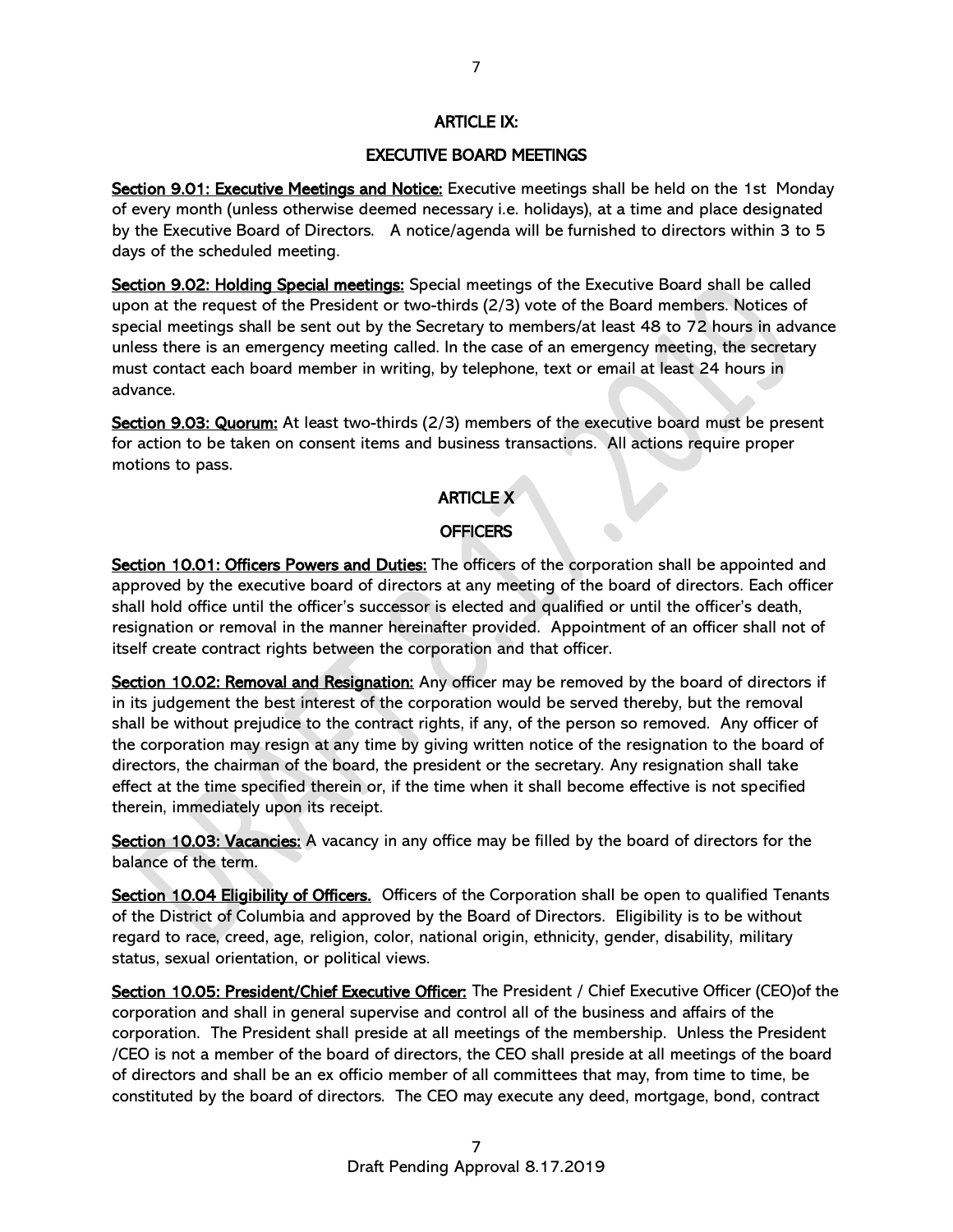## ARTICLE IX:

## EXECUTIVE BOARD MEETINGS

**Section 9.01: Executive Meetings and Notice:** Executive meetings shall be held on the 1st Monday of every month (unless otherwise deemed necessary i.e. holidays), at a time and place designated by the Executive Board of Directors. A notice/agenda will be furnished to directors within 3 to 5 days of the scheduled meeting.

**Section 9.02: Holding Special meetings:** Special meetings of the Executive Board shall be called upon at the request of the President or two-thirds (2/3) vote of the Board members. Notices of special meetings shall be sent out by the Secretary to members/at least 48 to 72 hours in advance unless there is an emergency meeting called. In the case of an emergency meeting, the secretary must contact each board member in writing, by telephone, text or email at least 24 hours in advance.

**Section 9.03: Quorum:** At least two-thirds (2/3) members of the executive board must be present for action to be taken on consent items and business transactions. All actions require proper motions to pass.

## ARTICLE X

## OFFICERS

**Section 10.01: Officers Powers and Duties:** The officers of the corporation shall be appointed and approved by the executive board of directors at any meeting of the board of directors. Each officer shall hold office until the officer's successor is elected and qualified or until the officer's death, resignation or removal in the manner hereinafter provided. Appointment of an officer shall not of itself create contract rights between the corporation and that officer.

**Section 10.02: Removal and Resignation:** Any officer may be removed by the board of directors if in its judgement the best interest of the corporation would be served thereby, but the removal shall be without prejudice to the contract rights, if any, of the person so removed. Any officer of the corporation may resign at any time by giving written notice of the resignation to the board of directors, the chairman of the board, the president or the secretary. Any resignation shall take effect at the time specified therein or, if the time when it shall become effective is not specified therein, immediately upon its receipt.

**Section 10.03: Vacancies:** A vacancy in any office may be filled by the board of directors for the balance of the term.

**Section 10.04 Eligibility of Officers.** Officers of the Corporation shall be open to qualified Tenants of the District of Columbia and approved by the Board of Directors. Eligibility is to be without regard to race, creed, age, religion, color, national origin, ethnicity, gender, disability, military status, sexual orientation, or political views.

**Section 10.05: President/Chief Executive Officer:** The President / Chief Executive Officer (CEO)of the corporation and shall in general supervise and control all of the business and affairs of the corporation. The President shall preside at all meetings of the membership. Unless the President /CEO is not a member of the board of directors, the CEO shall preside at all meetings of the board of directors and shall be an ex officio member of all committees that may, from time to time, be constituted by the board of directors. The CEO may execute any deed, mortgage, bond, contract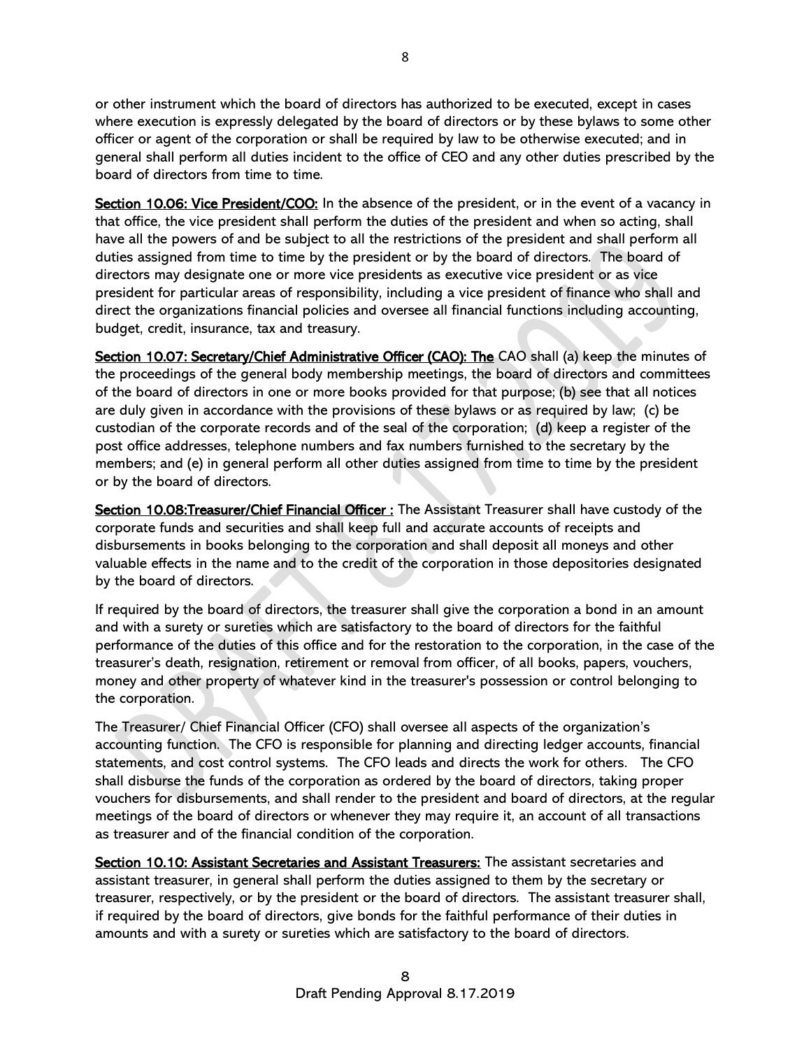or other instrument which the board of directors has authorized to be executed, except in cases where execution is expressly delegated by the board of directors or by these bylaws to some other officer or agent of the corporation or shall be required by law to be otherwise executed; and in general shall perform all duties incident to the office of CEO and any other duties prescribed by the board of directors from time to time.

**Section 10.06: Vice President/COO:** In the absence of the president, or in the event of a vacancy in that office, the vice president shall perform the duties of the president and when so acting, shall have all the powers of and be subject to all the restrictions of the president and shall perform all duties assigned from time to time by the president or by the board of directors. The board of directors may designate one or more vice presidents as executive vice president or as vice president for particular areas of responsibility, including a vice president of finance who shall and direct the organizations financial policies and oversee all financial functions including accounting, budget, credit, insurance, tax and treasury.

**Section 10.07: Secretary/Chief Administrative Officer (CAO): The** CAO shall (a) keep the minutes of the proceedings of the general body membership meetings, the board of directors and committees of the board of directors in one or more books provided for that purpose; (b) see that all notices are duly given in accordance with the provisions of these bylaws or as required by law; (c) be custodian of the corporate records and of the seal of the corporation; (d) keep a register of the post office addresses, telephone numbers and fax numbers furnished to the secretary by the members; and (e) in general perform all other duties assigned from time to time by the president or by the board of directors.

**Section 10.08:Treasurer/Chief Financial Officer :** The Assistant Treasurer shall have custody of the corporate funds and securities and shall keep full and accurate accounts of receipts and disbursements in books belonging to the corporation and shall deposit all moneys and other valuable effects in the name and to the credit of the corporation in those depositories designated by the board of directors.

If required by the board of directors, the treasurer shall give the corporation a bond in an amount and with a surety or sureties which are satisfactory to the board of directors for the faithful performance of the duties of this office and for the restoration to the corporation, in the case of the treasurer's death, resignation, retirement or removal from officer, of all books, papers, vouchers, money and other property of whatever kind in the treasurer's possession or control belonging to the corporation.

The Treasurer/ Chief Financial Officer (CFO) shall oversee all aspects of the organization's accounting function. The CFO is responsible for planning and directing ledger accounts, financial statements, and cost control systems. The CFO leads and directs the work for others. The CFO shall disburse the funds of the corporation as ordered by the board of directors, taking proper vouchers for disbursements, and shall render to the president and board of directors, at the regular meetings of the board of directors or whenever they may require it, an account of all transactions as treasurer and of the financial condition of the corporation.

**Section 10.10: Assistant Secretaries and Assistant Treasurers:** The assistant secretaries and assistant treasurer, in general shall perform the duties assigned to them by the secretary or treasurer, respectively, or by the president or the board of directors. The assistant treasurer shall, if required by the board of directors, give bonds for the faithful performance of their duties in amounts and with a surety or sureties which are satisfactory to the board of directors.

Draft Pending Approval 8.17.2019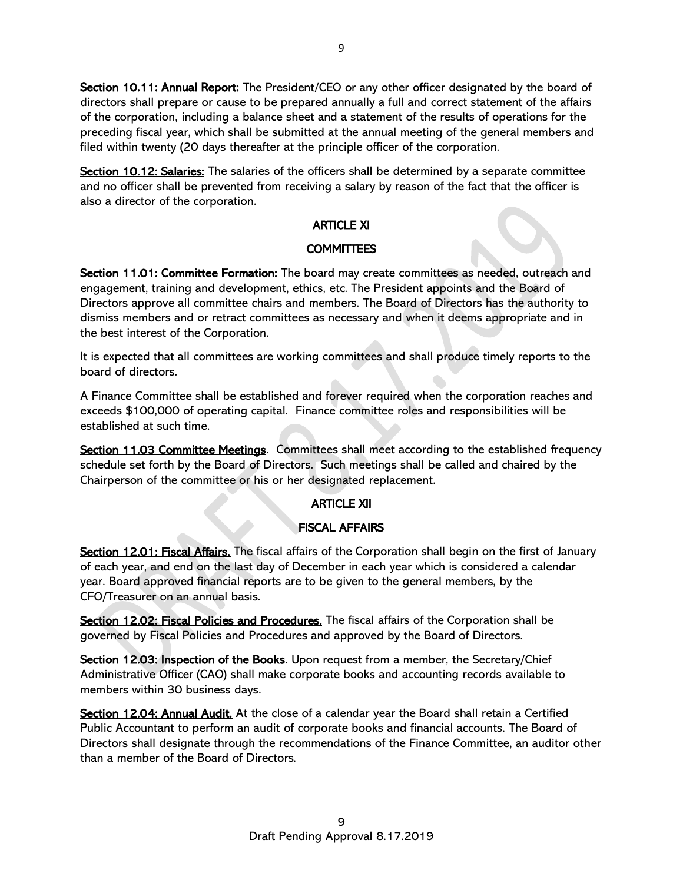**Section 10.11: Annual Report:** The President/CEO or any other officer designated by the board of directors shall prepare or cause to be prepared annually a full and correct statement of the affairs of the corporation, including a balance sheet and a statement of the results of operations for the preceding fiscal year, which shall be submitted at the annual meeting of the general members and filed within twenty (20 days thereafter at the principle officer of the corporation.

**Section 10.12: Salaries:** The salaries of the officers shall be determined by a separate committee and no officer shall be prevented from receiving a salary by reason of the fact that the officer is also a director of the corporation.

## ARTICLE XI

## COMMITTEES

**Section 11.01: Committee Formation:** The board may create committees as needed, outreach and engagement, training and development, ethics, etc. The President appoints and the Board of Directors approve all committee chairs and members. The Board of Directors has the authority to dismiss members and or retract committees as necessary and when it deems appropriate and in the best interest of the Corporation.

It is expected that all committees are working committees and shall produce timely reports to the board of directors.

A Finance Committee shall be established and forever required when the corporation reaches and exceeds $100,000 of operating capital. Finance committee roles and responsibilities will be established at such time.

**Section 11.03 Committee Meetings**. Committees shall meet according to the established frequency schedule set forth by the Board of Directors. Such meetings shall be called and chaired by the Chairperson of the committee or his or her designated replacement.

## ARTICLE XII

## FISCAL AFFAIRS

**Section 12.01: Fiscal Affairs.** The fiscal affairs of the Corporation shall begin on the first of January of each year, and end on the last day of December in each year which is considered a calendar year. Board approved financial reports are to be given to the general members, by the CFO/Treasurer on an annual basis.

**Section 12.02: Fiscal Policies and Procedures.** The fiscal affairs of the Corporation shall be governed by Fiscal Policies and Procedures and approved by the Board of Directors.

**Section 12.03: Inspection of the Books**. Upon request from a member, the Secretary/Chief Administrative Officer (CAO) shall make corporate books and accounting records available to members within 30 business days.

**Section 12.04: Annual Audit.** At the close of a calendar year the Board shall retain a Certified Public Accountant to perform an audit of corporate books and financial accounts. The Board of Directors shall designate through the recommendations of the Finance Committee, an auditor other than a member of the Board of Directors.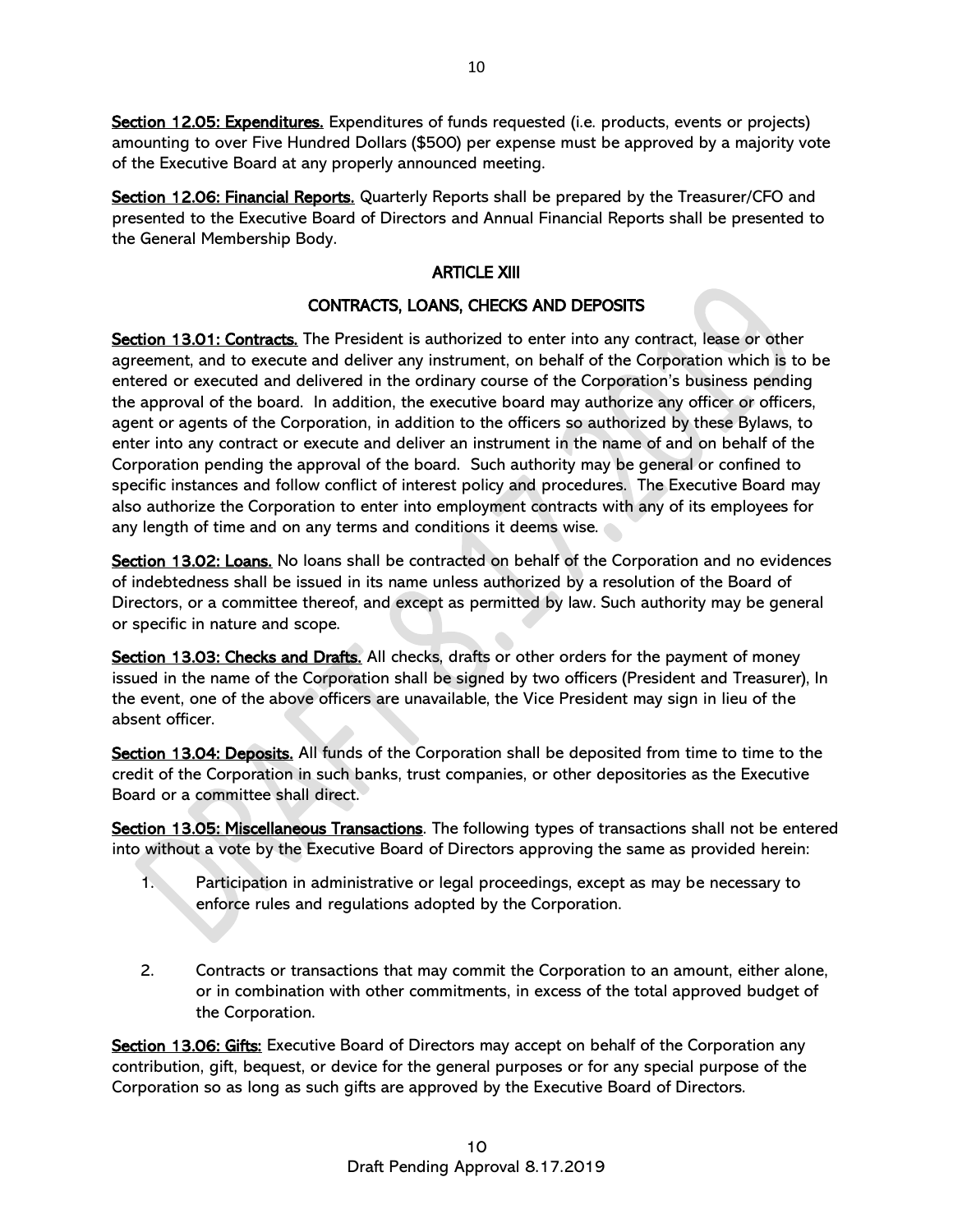**Section 12.05: Expenditures.** Expenditures of funds requested (i.e. products, events or projects) amounting to over Five Hundred Dollars ($500) per expense must be approved by a majority vote of the Executive Board at any properly announced meeting.

**Section 12.06: Financial Reports.** Quarterly Reports shall be prepared by the Treasurer/CFO and presented to the Executive Board of Directors and Annual Financial Reports shall be presented to the General Membership Body.

## ARTICLE XIII

## CONTRACTS, LOANS, CHECKS AND DEPOSITS

**Section 13.01: Contracts.** The President is authorized to enter into any contract, lease or other agreement, and to execute and deliver any instrument, on behalf of the Corporation which is to be entered or executed and delivered in the ordinary course of the Corporation's business pending the approval of the board. In addition, the executive board may authorize any officer or officers, agent or agents of the Corporation, in addition to the officers so authorized by these Bylaws, to enter into any contract or execute and deliver an instrument in the name of and on behalf of the Corporation pending the approval of the board. Such authority may be general or confined to specific instances and follow conflict of interest policy and procedures. The Executive Board may also authorize the Corporation to enter into employment contracts with any of its employees for any length of time and on any terms and conditions it deems wise.

**Section 13.02: Loans.** No loans shall be contracted on behalf of the Corporation and no evidences of indebtedness shall be issued in its name unless authorized by a resolution of the Board of Directors, or a committee thereof, and except as permitted by law. Such authority may be general or specific in nature and scope.

**Section 13.03: Checks and Drafts.** All checks, drafts or other orders for the payment of money issued in the name of the Corporation shall be signed by two officers (President and Treasurer), In the event, one of the above officers are unavailable, the Vice President may sign in lieu of the absent officer.

**Section 13.04: Deposits.** All funds of the Corporation shall be deposited from time to time to the credit of the Corporation in such banks, trust companies, or other depositories as the Executive Board or a committee shall direct.

**Section 13.05: Miscellaneous Transactions**. The following types of transactions shall not be entered into without a vote by the Executive Board of Directors approving the same as provided herein:

1. Participation in administrative or legal proceedings, except as may be necessary to enforce rules and regulations adopted by the Corporation.

2. Contracts or transactions that may commit the Corporation to an amount, either alone, or in combination with other commitments, in excess of the total approved budget of the Corporation.

**Section 13.06: Gifts:** Executive Board of Directors may accept on behalf of the Corporation any contribution, gift, bequest, or device for the general purposes or for any special purpose of the Corporation so as long as such gifts are approved by the Executive Board of Directors.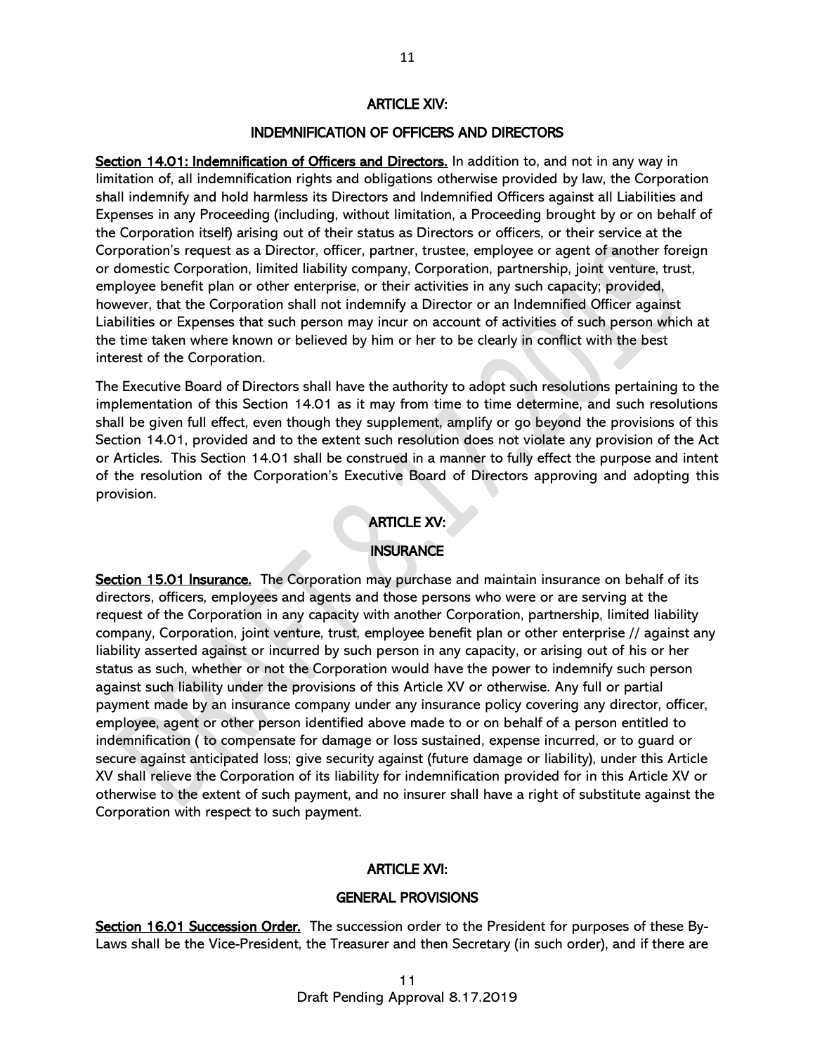## ARTICLE XIV:

## INDEMNIFICATION OF OFFICERS AND DIRECTORS

**Section 14.01: Indemnification of Officers and Directors.** In addition to, and not in any way in limitation of, all indemnification rights and obligations otherwise provided by law, the Corporation shall indemnify and hold harmless its Directors and Indemnified Officers against all Liabilities and Expenses in any Proceeding (including, without limitation, a Proceeding brought by or on behalf of the Corporation itself) arising out of their status as Directors or officers, or their service at the Corporation's request as a Director, officer, partner, trustee, employee or agent of another foreign or domestic Corporation, limited liability company, Corporation, partnership, joint venture, trust, employee benefit plan or other enterprise, or their activities in any such capacity; provided, however, that the Corporation shall not indemnify a Director or an Indemnified Officer against Liabilities or Expenses that such person may incur on account of activities of such person which at the time taken where known or believed by him or her to be clearly in conflict with the best interest of the Corporation.

The Executive Board of Directors shall have the authority to adopt such resolutions pertaining to the implementation of this Section 14.01 as it may from time to time determine, and such resolutions shall be given full effect, even though they supplement, amplify or go beyond the provisions of this Section 14.01, provided and to the extent such resolution does not violate any provision of the Act or Articles. This Section 14.01 shall be construed in a manner to fully effect the purpose and intent of the resolution of the Corporation's Executive Board of Directors approving and adopting this provision.

## ARTICLE XV:

## INSURANCE

**Section 15.01 Insurance.** The Corporation may purchase and maintain insurance on behalf of its directors, officers, employees and agents and those persons who were or are serving at the request of the Corporation in any capacity with another Corporation, partnership, limited liability company, Corporation, joint venture, trust, employee benefit plan or other enterprise // against any liability asserted against or incurred by such person in any capacity, or arising out of his or her status as such, whether or not the Corporation would have the power to indemnify such person against such liability under the provisions of this Article XV or otherwise. Any full or partial payment made by an insurance company under any insurance policy covering any director, officer, employee, agent or other person identified above made to or on behalf of a person entitled to indemnification ( to compensate for damage or loss sustained, expense incurred, or to guard or secure against anticipated loss; give security against (future damage or liability), under this Article XV shall relieve the Corporation of its liability for indemnification provided for in this Article XV or otherwise to the extent of such payment, and no insurer shall have a right of substitute against the Corporation with respect to such payment.

## ARTICLE XVI:

## GENERAL PROVISIONS

**Section 16.01 Succession Order.** The succession order to the President for purposes of these By-Laws shall be the Vice-President, the Treasurer and then Secretary (in such order), and if there are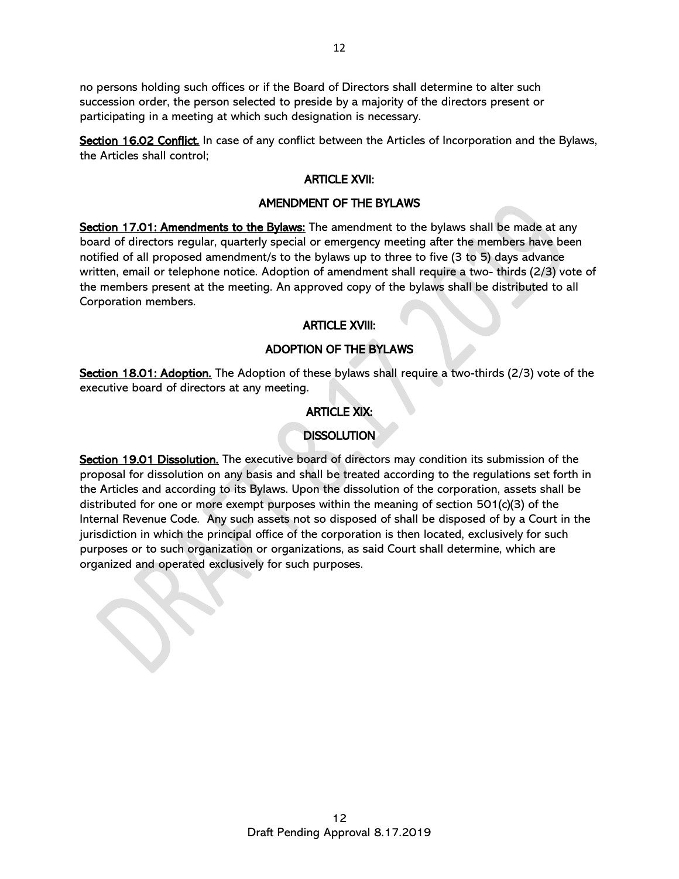no persons holding such offices or if the Board of Directors shall determine to alter such succession order, the person selected to preside by a majority of the directors present or participating in a meeting at which such designation is necessary.

**Section 16.02 Conflict.** In case of any conflict between the Articles of Incorporation and the Bylaws, the Articles shall control;

## ARTICLE XVII:

## AMENDMENT OF THE BYLAWS

**Section 17.01: Amendments to the Bylaws:** The amendment to the bylaws shall be made at any board of directors regular, quarterly special or emergency meeting after the members have been notified of all proposed amendment/s to the bylaws up to three to five (3 to 5) days advance written, email or telephone notice. Adoption of amendment shall require a two- thirds (2/3) vote of the members present at the meeting. An approved copy of the bylaws shall be distributed to all Corporation members.

## ARTICLE XVIII:

## ADOPTION OF THE BYLAWS

**Section 18.01: Adoption.** The Adoption of these bylaws shall require a two-thirds (2/3) vote of the executive board of directors at any meeting.

## ARTICLE XIX:

## DISSOLUTION

**Section 19.01 Dissolution.** The executive board of directors may condition its submission of the proposal for dissolution on any basis and shall be treated according to the regulations set forth in the Articles and according to its Bylaws. Upon the dissolution of the corporation, assets shall be distributed for one or more exempt purposes within the meaning of section 501(c)(3) of the Internal Revenue Code. Any such assets not so disposed of shall be disposed of by a Court in the jurisdiction in which the principal office of the corporation is then located, exclusively for such purposes or to such organization or organizations, as said Court shall determine, which are organized and operated exclusively for such purposes.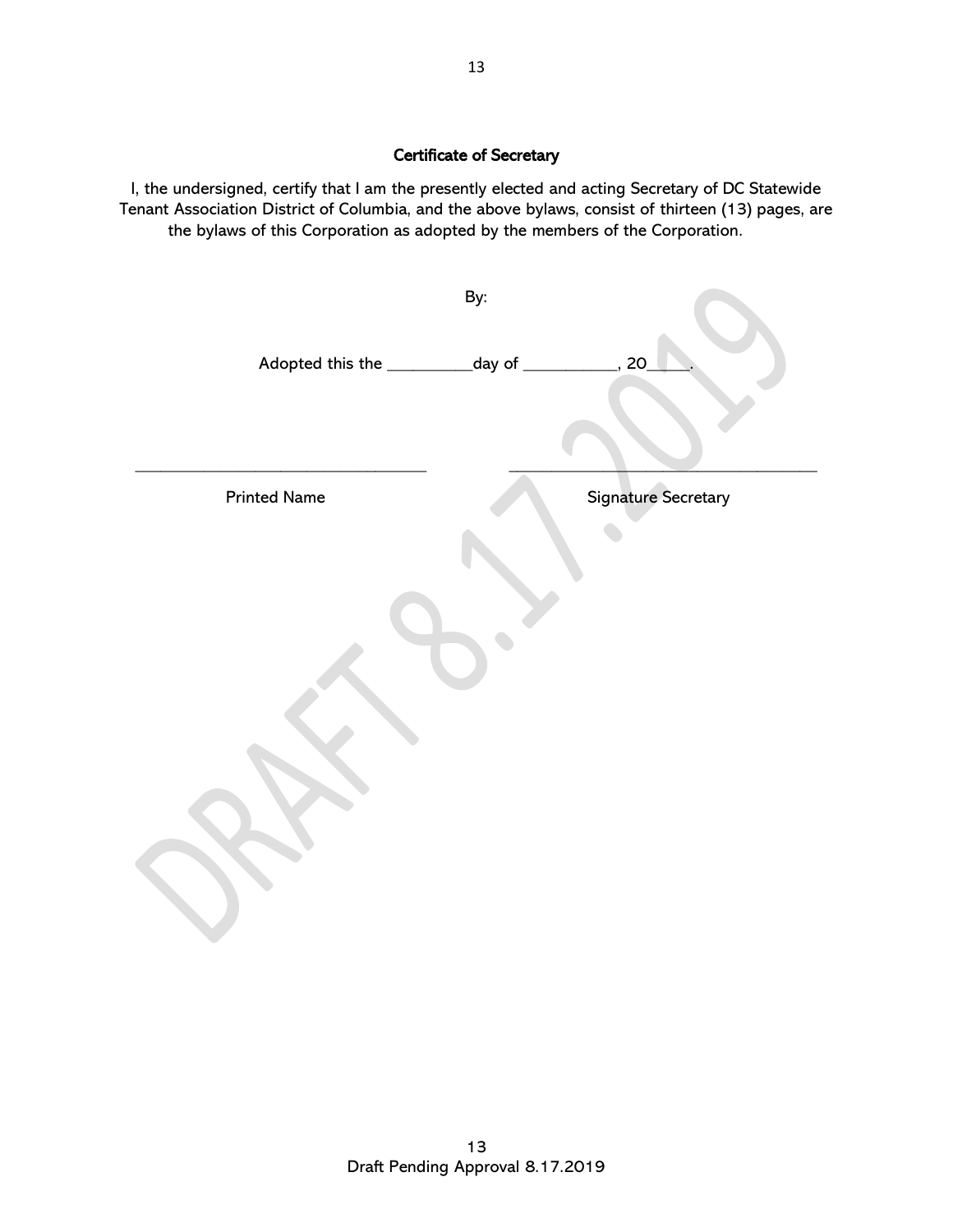## Certificate of Secretary

I, the undersigned, certify that I am the presently elected and acting Secretary of DC Statewide Tenant Association District of Columbia, and the above bylaws, consist of thirteen (13) pages, are the bylaws of this Corporation as adopted by the members of the Corporation.

By:

Adopted this the __________day of ___________, 20_____.

___________________________________ ______________________________________

Printed Name Signature Secretary